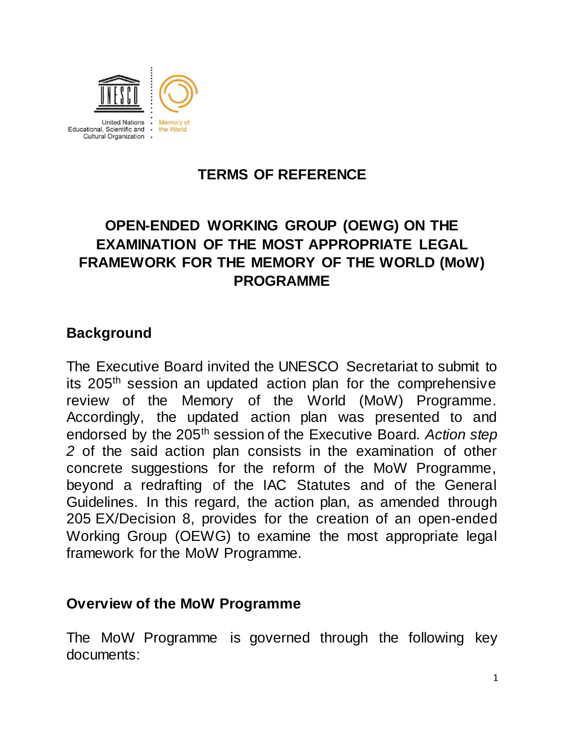United Nations Educational, Scientific and Cultural Organization

Memory of the World

# TERMS OF REFERENCE

# OPEN-ENDED WORKING GROUP (OEWG) ON THE EXAMINATION OF THE MOST APPROPRIATE LEGAL FRAMEWORK FOR THE MEMORY OF THE WORLD (MoW) PROGRAMME

## Background

The Executive Board invited the UNESCO Secretariat to submit to its 205th session an updated action plan for the comprehensive review of the Memory of the World (MoW) Programme. Accordingly, the updated action plan was presented to and endorsed by the 205th session of the Executive Board. *Action step 2* of the said action plan consists in the examination of other concrete suggestions for the reform of the MoW Programme, beyond a redrafting of the IAC Statutes and of the General Guidelines. In this regard, the action plan, as amended through 205 EX/Decision 8, provides for the creation of an open-ended Working Group (OEWG) to examine the most appropriate legal framework for the MoW Programme.

## Overview of the MoW Programme

The MoW Programme is governed through the following key documents: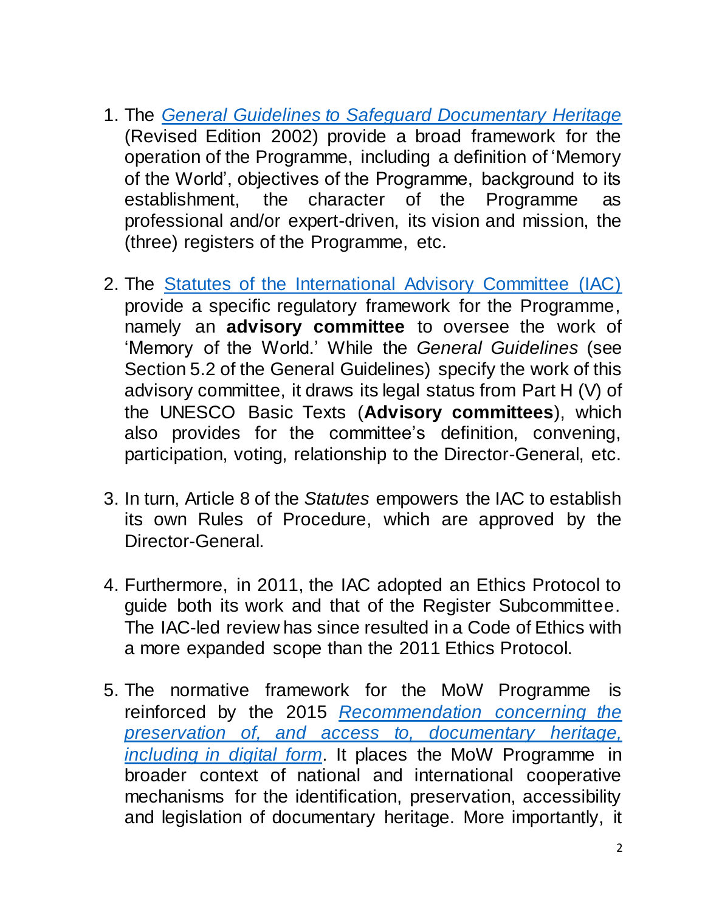1. The *[General Guidelines to Safeguard Documentary Heritage](#)* (Revised Edition 2002) provide a broad framework for the operation of the Programme, including a definition of 'Memory of the World', objectives of the Programme, background to its establishment, the character of the Programme as professional and/or expert-driven, its vision and mission, the (three) registers of the Programme, etc.

2. The [Statutes of the International Advisory Committee (IAC)](#) provide a specific regulatory framework for the Programme, namely an **advisory committee** to oversee the work of 'Memory of the World.' While the *General Guidelines* (see Section 5.2 of the General Guidelines) specify the work of this advisory committee, it draws its legal status from Part H (V) of the UNESCO Basic Texts (**Advisory committees**), which also provides for the committee's definition, convening, participation, voting, relationship to the Director-General, etc.

3. In turn, Article 8 of the *Statutes* empowers the IAC to establish its own Rules of Procedure, which are approved by the Director-General.

4. Furthermore, in 2011, the IAC adopted an Ethics Protocol to guide both its work and that of the Register Subcommittee. The IAC-led review has since resulted in a Code of Ethics with a more expanded scope than the 2011 Ethics Protocol.

5. The normative framework for the MoW Programme is reinforced by the 2015 *[Recommendation concerning the preservation of, and access to, documentary heritage, including in digital form](#)*. It places the MoW Programme in broader context of national and international cooperative mechanisms for the identification, preservation, accessibility and legislation of documentary heritage. More importantly, it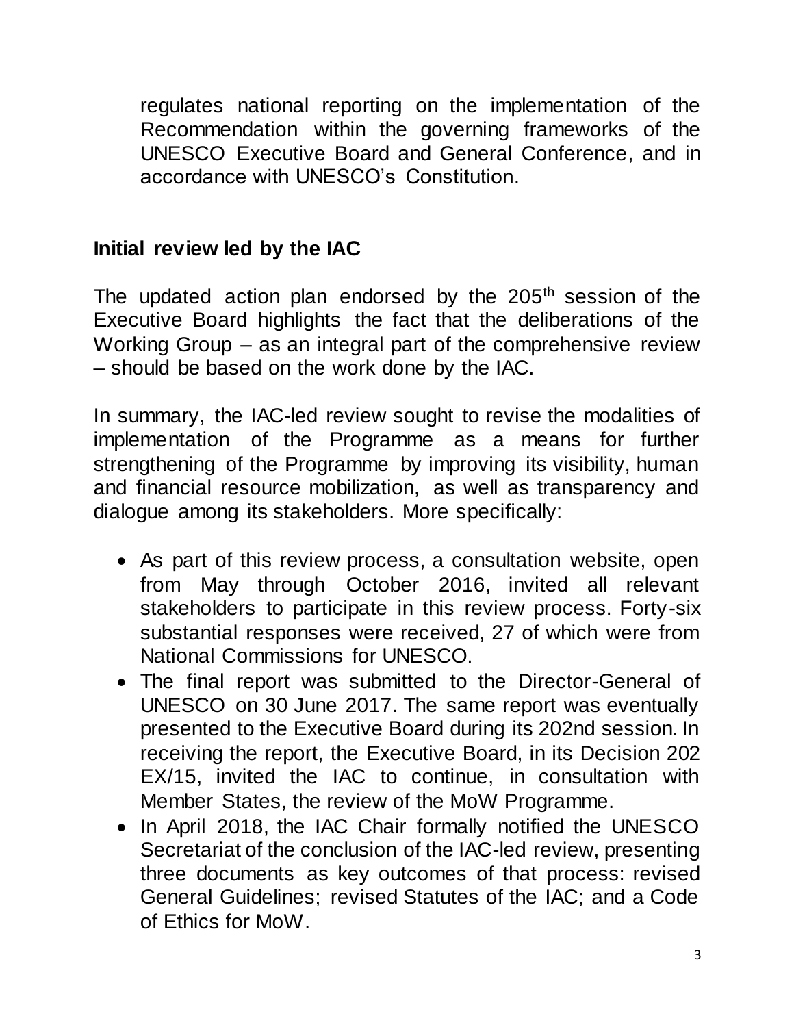regulates national reporting on the implementation of the Recommendation within the governing frameworks of the UNESCO Executive Board and General Conference, and in accordance with UNESCO's Constitution.

**Initial review led by the IAC**

The updated action plan endorsed by the 205th session of the Executive Board highlights the fact that the deliberations of the Working Group – as an integral part of the comprehensive review – should be based on the work done by the IAC.

In summary, the IAC-led review sought to revise the modalities of implementation of the Programme as a means for further strengthening of the Programme by improving its visibility, human and financial resource mobilization, as well as transparency and dialogue among its stakeholders. More specifically:

- As part of this review process, a consultation website, open from May through October 2016, invited all relevant stakeholders to participate in this review process. Forty-six substantial responses were received, 27 of which were from National Commissions for UNESCO.
- The final report was submitted to the Director-General of UNESCO on 30 June 2017. The same report was eventually presented to the Executive Board during its 202nd session. In receiving the report, the Executive Board, in its Decision 202 EX/15, invited the IAC to continue, in consultation with Member States, the review of the MoW Programme.
- In April 2018, the IAC Chair formally notified the UNESCO Secretariat of the conclusion of the IAC-led review, presenting three documents as key outcomes of that process: revised General Guidelines; revised Statutes of the IAC; and a Code of Ethics for MoW.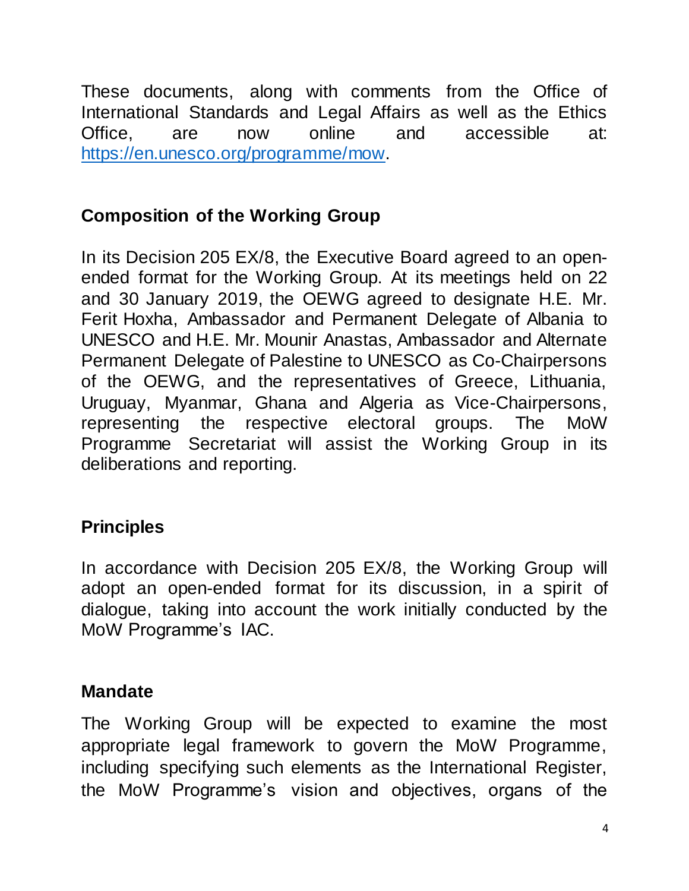These documents, along with comments from the Office of International Standards and Legal Affairs as well as the Ethics Office, are now online and accessible at: [https://en.unesco.org/programme/mow](https://en.unesco.org/programme/mow).

## Composition of the Working Group

In its Decision 205 EX/8, the Executive Board agreed to an open-ended format for the Working Group. At its meetings held on 22 and 30 January 2019, the OEWG agreed to designate H.E. Mr. Ferit Hoxha, Ambassador and Permanent Delegate of Albania to UNESCO and H.E. Mr. Mounir Anastas, Ambassador and Alternate Permanent Delegate of Palestine to UNESCO as Co-Chairpersons of the OEWG, and the representatives of Greece, Lithuania, Uruguay, Myanmar, Ghana and Algeria as Vice-Chairpersons, representing the respective electoral groups. The MoW Programme Secretariat will assist the Working Group in its deliberations and reporting.

## Principles

In accordance with Decision 205 EX/8, the Working Group will adopt an open-ended format for its discussion, in a spirit of dialogue, taking into account the work initially conducted by the MoW Programme's IAC.

## Mandate

The Working Group will be expected to examine the most appropriate legal framework to govern the MoW Programme, including specifying such elements as the International Register, the MoW Programme's vision and objectives, organs of the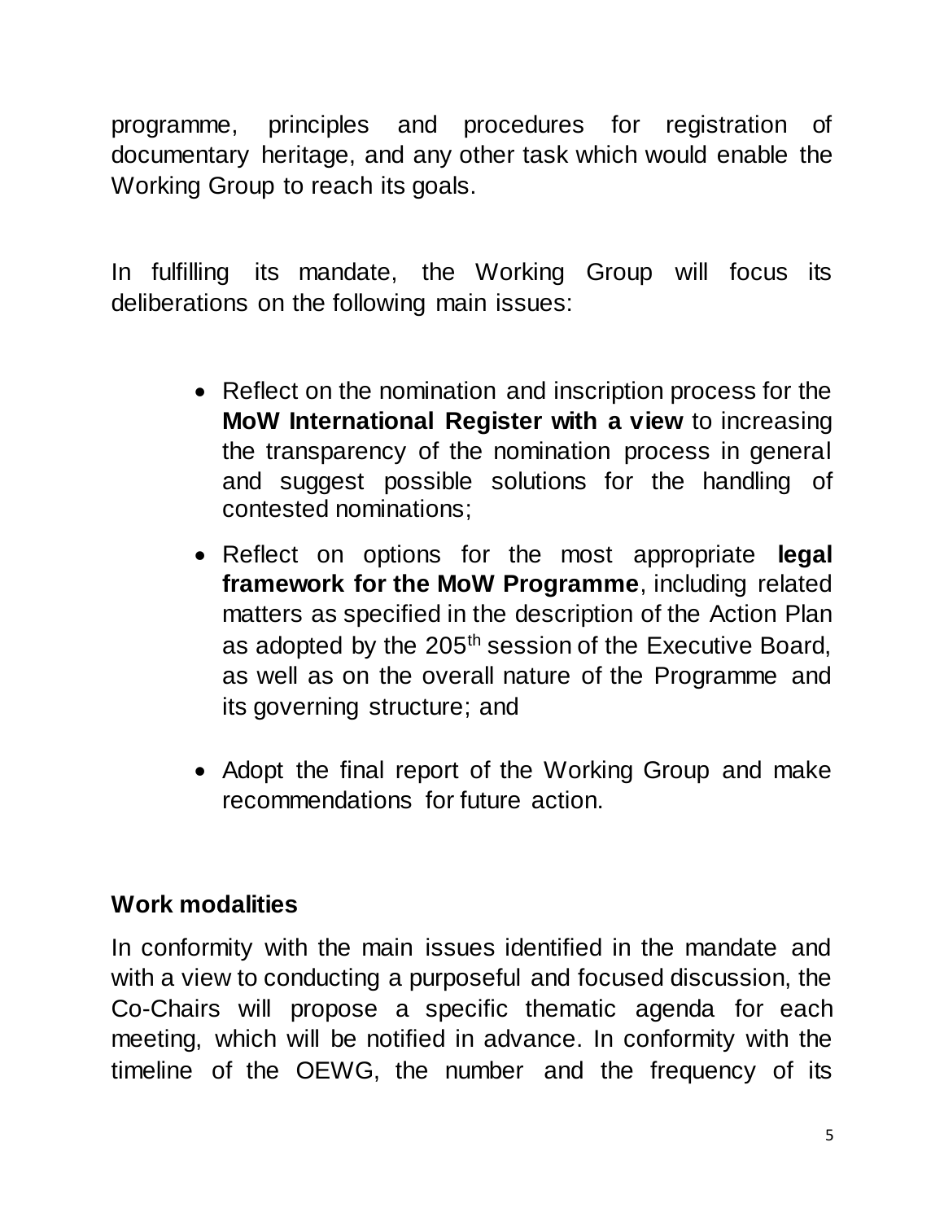programme, principles and procedures for registration of documentary heritage, and any other task which would enable the Working Group to reach its goals.

In fulfilling its mandate, the Working Group will focus its deliberations on the following main issues:

- Reflect on the nomination and inscription process for the **MoW International Register with a view** to increasing the transparency of the nomination process in general and suggest possible solutions for the handling of contested nominations;
- Reflect on options for the most appropriate **legal framework for the MoW Programme**, including related matters as specified in the description of the Action Plan as adopted by the 205th session of the Executive Board, as well as on the overall nature of the Programme and its governing structure; and
- Adopt the final report of the Working Group and make recommendations for future action.

## Work modalities

In conformity with the main issues identified in the mandate and with a view to conducting a purposeful and focused discussion, the Co-Chairs will propose a specific thematic agenda for each meeting, which will be notified in advance. In conformity with the timeline of the OEWG, the number and the frequency of its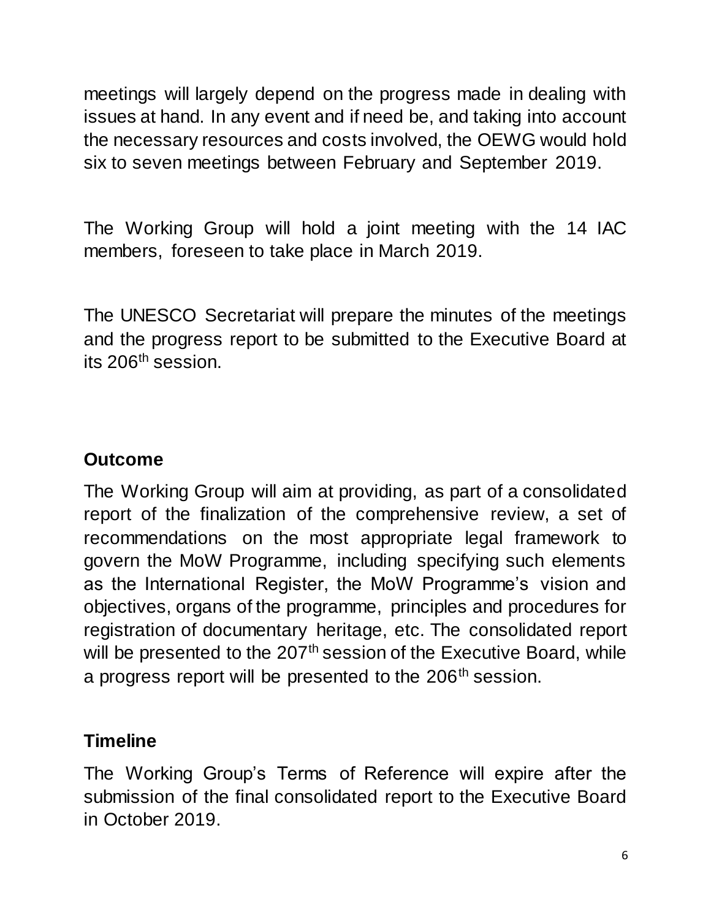meetings will largely depend on the progress made in dealing with issues at hand. In any event and if need be, and taking into account the necessary resources and costs involved, the OEWG would hold six to seven meetings between February and September 2019.

The Working Group will hold a joint meeting with the 14 IAC members, foreseen to take place in March 2019.

The UNESCO Secretariat will prepare the minutes of the meetings and the progress report to be submitted to the Executive Board at its 206th session.

## Outcome

The Working Group will aim at providing, as part of a consolidated report of the finalization of the comprehensive review, a set of recommendations on the most appropriate legal framework to govern the MoW Programme, including specifying such elements as the International Register, the MoW Programme's vision and objectives, organs of the programme, principles and procedures for registration of documentary heritage, etc. The consolidated report will be presented to the 207th session of the Executive Board, while a progress report will be presented to the 206th session.

## Timeline

The Working Group's Terms of Reference will expire after the submission of the final consolidated report to the Executive Board in October 2019.